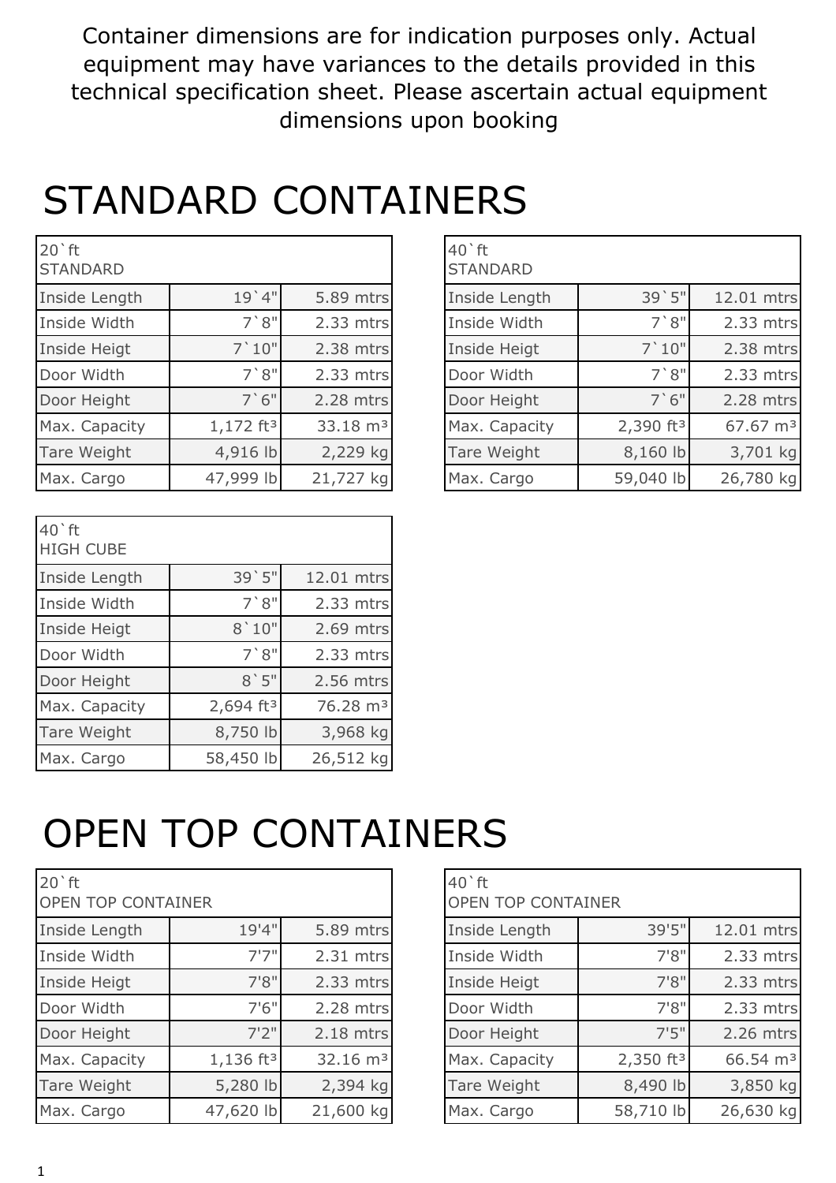Container dimensions are for indication purposes only. Actual equipment may have variances to the details provided in this technical specification sheet. Please ascertain actual equipment dimensions upon booking

# STANDARD CONTAINERS

| 20`ft STANDARD | | |
|---|---|---|
| Inside Length | 19`4" | 5.89 mtrs |
| Inside Width | 7`8" | 2.33 mtrs |
| Inside Heigt | 7`10" | 2.38 mtrs |
| Door Width | 7`8" | 2.33 mtrs |
| Door Height | 7`6" | 2.28 mtrs |
| Max. Capacity | 1,172 ft³ | 33.18 m³ |
| Tare Weight | 4,916 lb | 2,229 kg |
| Max. Cargo | 47,999 lb | 21,727 kg |

| 40`ft STANDARD | | |
|---|---|---|
| Inside Length | 39`5" | 12.01 mtrs |
| Inside Width | 7`8" | 2.33 mtrs |
| Inside Heigt | 7`10" | 2.38 mtrs |
| Door Width | 7`8" | 2.33 mtrs |
| Door Height | 7`6" | 2.28 mtrs |
| Max. Capacity | 2,390 ft³ | 67.67 m³ |
| Tare Weight | 8,160 lb | 3,701 kg |
| Max. Cargo | 59,040 lb | 26,780 kg |

| 40`ft HIGH CUBE | | |
|---|---|---|
| Inside Length | 39`5" | 12.01 mtrs |
| Inside Width | 7`8" | 2.33 mtrs |
| Inside Heigt | 8`10" | 2.69 mtrs |
| Door Width | 7`8" | 2.33 mtrs |
| Door Height | 8`5" | 2.56 mtrs |
| Max. Capacity | 2,694 ft³ | 76.28 m³ |
| Tare Weight | 8,750 lb | 3,968 kg |
| Max. Cargo | 58,450 lb | 26,512 kg |

# OPEN TOP CONTAINERS

| 20`ft OPEN TOP CONTAINER | | |
|---|---|---|
| Inside Length | 19'4" | 5.89 mtrs |
| Inside Width | 7'7" | 2.31 mtrs |
| Inside Heigt | 7'8" | 2.33 mtrs |
| Door Width | 7'6" | 2.28 mtrs |
| Door Height | 7'2" | 2.18 mtrs |
| Max. Capacity | 1,136 ft³ | 32.16 m³ |
| Tare Weight | 5,280 lb | 2,394 kg |
| Max. Cargo | 47,620 lb | 21,600 kg |

| 40`ft OPEN TOP CONTAINER | | |
|---|---|---|
| Inside Length | 39'5" | 12.01 mtrs |
| Inside Width | 7'8" | 2.33 mtrs |
| Inside Heigt | 7'8" | 2.33 mtrs |
| Door Width | 7'8" | 2.33 mtrs |
| Door Height | 7'5" | 2.26 mtrs |
| Max. Capacity | 2,350 ft³ | 66.54 m³ |
| Tare Weight | 8,490 lb | 3,850 kg |
| Max. Cargo | 58,710 lb | 26,630 kg |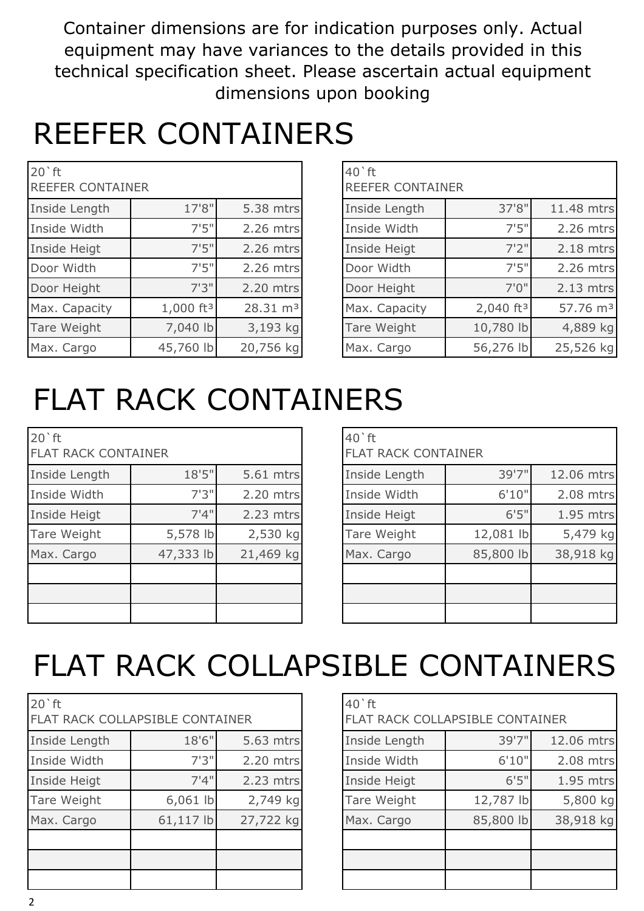Container dimensions are for indication purposes only. Actual equipment may have variances to the details provided in this technical specification sheet. Please ascertain actual equipment dimensions upon booking

# REEFER CONTAINERS

| 20`ft REEFER CONTAINER | | |
|---|---|---|
| Inside Length | 17'8" | 5.38 mtrs |
| Inside Width | 7'5" | 2.26 mtrs |
| Inside Heigt | 7'5" | 2.26 mtrs |
| Door Width | 7'5" | 2.26 mtrs |
| Door Height | 7'3" | 2.20 mtrs |
| Max. Capacity | 1,000 ft³ | 28.31 m³ |
| Tare Weight | 7,040 lb | 3,193 kg |
| Max. Cargo | 45,760 lb | 20,756 kg |

| 40`ft REEFER CONTAINER | | |
|---|---|---|
| Inside Length | 37'8" | 11.48 mtrs |
| Inside Width | 7'5" | 2.26 mtrs |
| Inside Heigt | 7'2" | 2.18 mtrs |
| Door Width | 7'5" | 2.26 mtrs |
| Door Height | 7'0" | 2.13 mtrs |
| Max. Capacity | 2,040 ft³ | 57.76 m³ |
| Tare Weight | 10,780 lb | 4,889 kg |
| Max. Cargo | 56,276 lb | 25,526 kg |

# FLAT RACK CONTAINERS

| 20`ft FLAT RACK CONTAINER | | |
|---|---|---|
| Inside Length | 18'5" | 5.61 mtrs |
| Inside Width | 7'3" | 2.20 mtrs |
| Inside Heigt | 7'4" | 2.23 mtrs |
| Tare Weight | 5,578 lb | 2,530 kg |
| Max. Cargo | 47,333 lb | 21,469 kg |

| 40`ft FLAT RACK CONTAINER | | |
|---|---|---|
| Inside Length | 39'7" | 12.06 mtrs |
| Inside Width | 6'10" | 2.08 mtrs |
| Inside Heigt | 6'5" | 1.95 mtrs |
| Tare Weight | 12,081 lb | 5,479 kg |
| Max. Cargo | 85,800 lb | 38,918 kg |

# FLAT RACK COLLAPSIBLE CONTAINERS

| 20`ft FLAT RACK COLLAPSIBLE CONTAINER | | |
|---|---|---|
| Inside Length | 18'6" | 5.63 mtrs |
| Inside Width | 7'3" | 2.20 mtrs |
| Inside Heigt | 7'4" | 2.23 mtrs |
| Tare Weight | 6,061 lb | 2,749 kg |
| Max. Cargo | 61,117 lb | 27,722 kg |

| 40`ft FLAT RACK COLLAPSIBLE CONTAINER | | |
|---|---|---|
| Inside Length | 39'7" | 12.06 mtrs |
| Inside Width | 6'10" | 2.08 mtrs |
| Inside Heigt | 6'5" | 1.95 mtrs |
| Tare Weight | 12,787 lb | 5,800 kg |
| Max. Cargo | 85,800 lb | 38,918 kg |